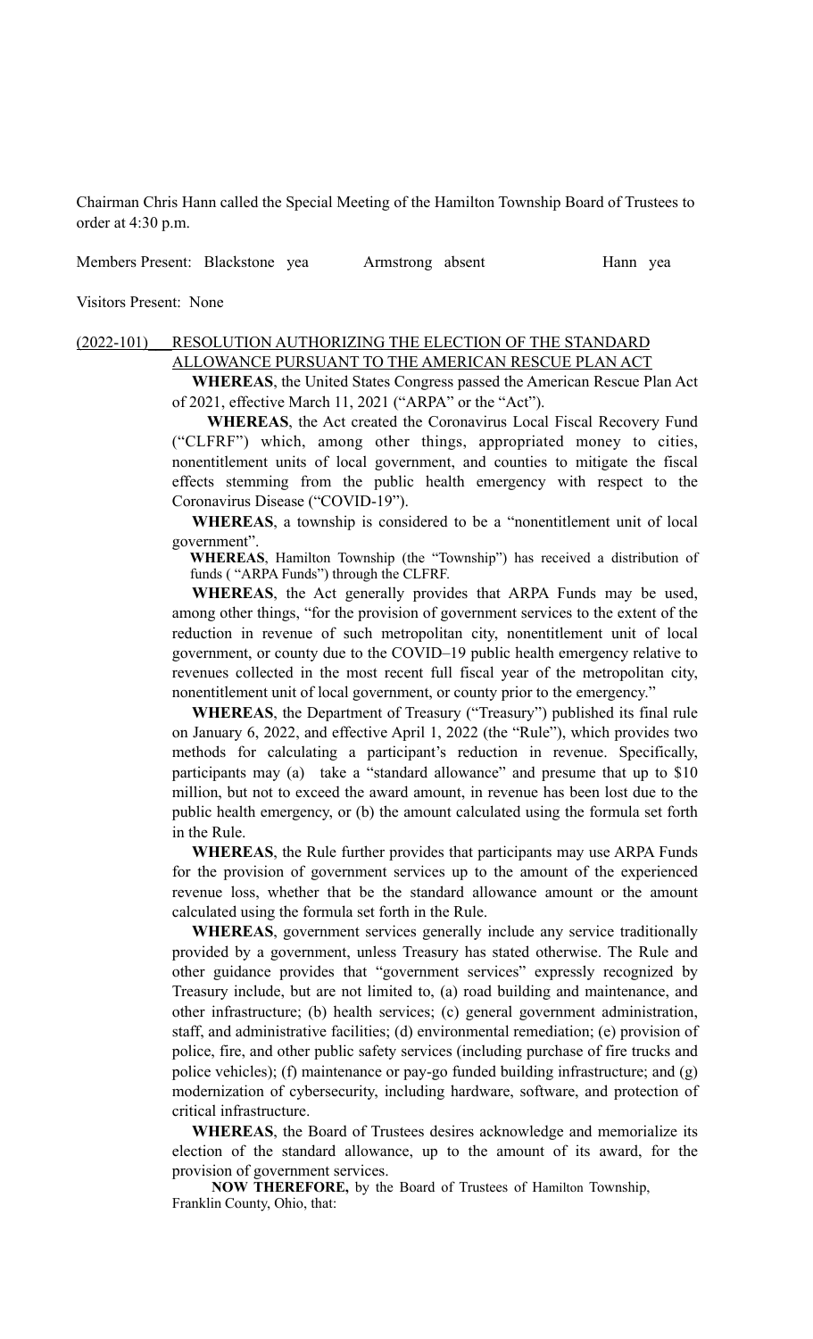Chairman Chris Hann called the Special Meeting of the Hamilton Township Board of Trustees to order at 4:30 p.m.

Members Present: Blackstone yea Armstrong absent Hann yea

Visitors Present: None

(2022-101) RESOLUTION AUTHORIZING THE ELECTION OF THE STANDARD ALLOWANCE PURSUANT TO THE AMERICAN RESCUE PLAN ACT

**WHEREAS**, the United States Congress passed the American Rescue Plan Act of 2021, effective March 11, 2021 ("ARPA" or the "Act").

**WHEREAS**, the Act created the Coronavirus Local Fiscal Recovery Fund ("CLFRF") which, among other things, appropriated money to cities, nonentitlement units of local government, and counties to mitigate the fiscal effects stemming from the public health emergency with respect to the Coronavirus Disease ("COVID-19").

**WHEREAS**, a township is considered to be a "nonentitlement unit of local government".

**WHEREAS**, Hamilton Township (the "Township") has received a distribution of funds ( "ARPA Funds") through the CLFRF.

**WHEREAS**, the Act generally provides that ARPA Funds may be used, among other things, "for the provision of government services to the extent of the reduction in revenue of such metropolitan city, nonentitlement unit of local government, or county due to the COVID–19 public health emergency relative to revenues collected in the most recent full fiscal year of the metropolitan city, nonentitlement unit of local government, or county prior to the emergency."

**WHEREAS**, the Department of Treasury ("Treasury") published its final rule on January 6, 2022, and effective April 1, 2022 (the "Rule"), which provides two methods for calculating a participant's reduction in revenue. Specifically, participants may (a) take a "standard allowance" and presume that up to $10 million, but not to exceed the award amount, in revenue has been lost due to the public health emergency, or (b) the amount calculated using the formula set forth in the Rule.

**WHEREAS**, the Rule further provides that participants may use ARPA Funds for the provision of government services up to the amount of the experienced revenue loss, whether that be the standard allowance amount or the amount calculated using the formula set forth in the Rule.

**WHEREAS**, government services generally include any service traditionally provided by a government, unless Treasury has stated otherwise. The Rule and other guidance provides that "government services" expressly recognized by Treasury include, but are not limited to, (a) road building and maintenance, and other infrastructure; (b) health services; (c) general government administration, staff, and administrative facilities; (d) environmental remediation; (e) provision of police, fire, and other public safety services (including purchase of fire trucks and police vehicles); (f) maintenance or pay-go funded building infrastructure; and (g) modernization of cybersecurity, including hardware, software, and protection of critical infrastructure.

**WHEREAS**, the Board of Trustees desires acknowledge and memorialize its election of the standard allowance, up to the amount of its award, for the provision of government services.

**NOW THEREFORE,** by the Board of Trustees of Hamilton Township, Franklin County, Ohio, that: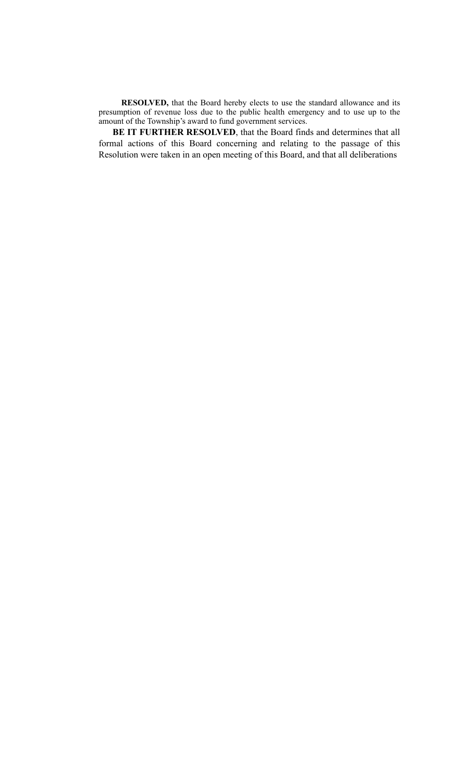**RESOLVED,** that the Board hereby elects to use the standard allowance and its presumption of revenue loss due to the public health emergency and to use up to the amount of the Township's award to fund government services.

**BE IT FURTHER RESOLVED**, that the Board finds and determines that all formal actions of this Board concerning and relating to the passage of this Resolution were taken in an open meeting of this Board, and that all deliberations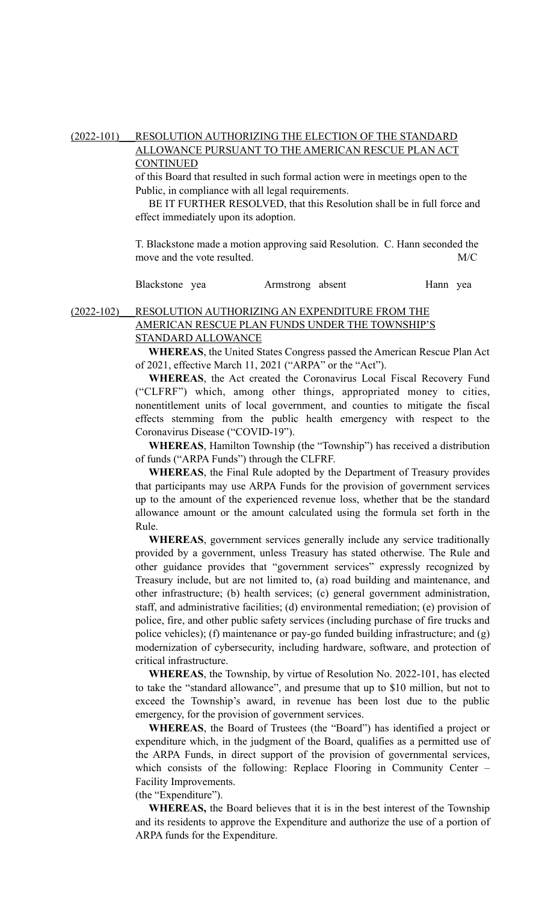(2022-101) RESOLUTION AUTHORIZING THE ELECTION OF THE STANDARD ALLOWANCE PURSUANT TO THE AMERICAN RESCUE PLAN ACT CONTINUED

of this Board that resulted in such formal action were in meetings open to the Public, in compliance with all legal requirements.

BE IT FURTHER RESOLVED, that this Resolution shall be in full force and effect immediately upon its adoption.

T. Blackstone made a motion approving said Resolution. C. Hann seconded the move and the vote resulted. M/C

Blackstone yea Armstrong absent Hann yea

(2022-102) RESOLUTION AUTHORIZING AN EXPENDITURE FROM THE AMERICAN RESCUE PLAN FUNDS UNDER THE TOWNSHIP'S STANDARD ALLOWANCE

**WHEREAS**, the United States Congress passed the American Rescue Plan Act of 2021, effective March 11, 2021 ("ARPA" or the "Act").

**WHEREAS**, the Act created the Coronavirus Local Fiscal Recovery Fund ("CLFRF") which, among other things, appropriated money to cities, nonentitlement units of local government, and counties to mitigate the fiscal effects stemming from the public health emergency with respect to the Coronavirus Disease ("COVID-19").

**WHEREAS**, Hamilton Township (the "Township") has received a distribution of funds ("ARPA Funds") through the CLFRF.

**WHEREAS**, the Final Rule adopted by the Department of Treasury provides that participants may use ARPA Funds for the provision of government services up to the amount of the experienced revenue loss, whether that be the standard allowance amount or the amount calculated using the formula set forth in the Rule.

**WHEREAS**, government services generally include any service traditionally provided by a government, unless Treasury has stated otherwise. The Rule and other guidance provides that "government services" expressly recognized by Treasury include, but are not limited to, (a) road building and maintenance, and other infrastructure; (b) health services; (c) general government administration, staff, and administrative facilities; (d) environmental remediation; (e) provision of police, fire, and other public safety services (including purchase of fire trucks and police vehicles); (f) maintenance or pay-go funded building infrastructure; and (g) modernization of cybersecurity, including hardware, software, and protection of critical infrastructure.

**WHEREAS**, the Township, by virtue of Resolution No. 2022-101, has elected to take the "standard allowance", and presume that up to $10 million, but not to exceed the Township's award, in revenue has been lost due to the public emergency, for the provision of government services.

**WHEREAS**, the Board of Trustees (the "Board") has identified a project or expenditure which, in the judgment of the Board, qualifies as a permitted use of the ARPA Funds, in direct support of the provision of governmental services, which consists of the following: Replace Flooring in Community Center – Facility Improvements.

(the "Expenditure").

**WHEREAS,** the Board believes that it is in the best interest of the Township and its residents to approve the Expenditure and authorize the use of a portion of ARPA funds for the Expenditure.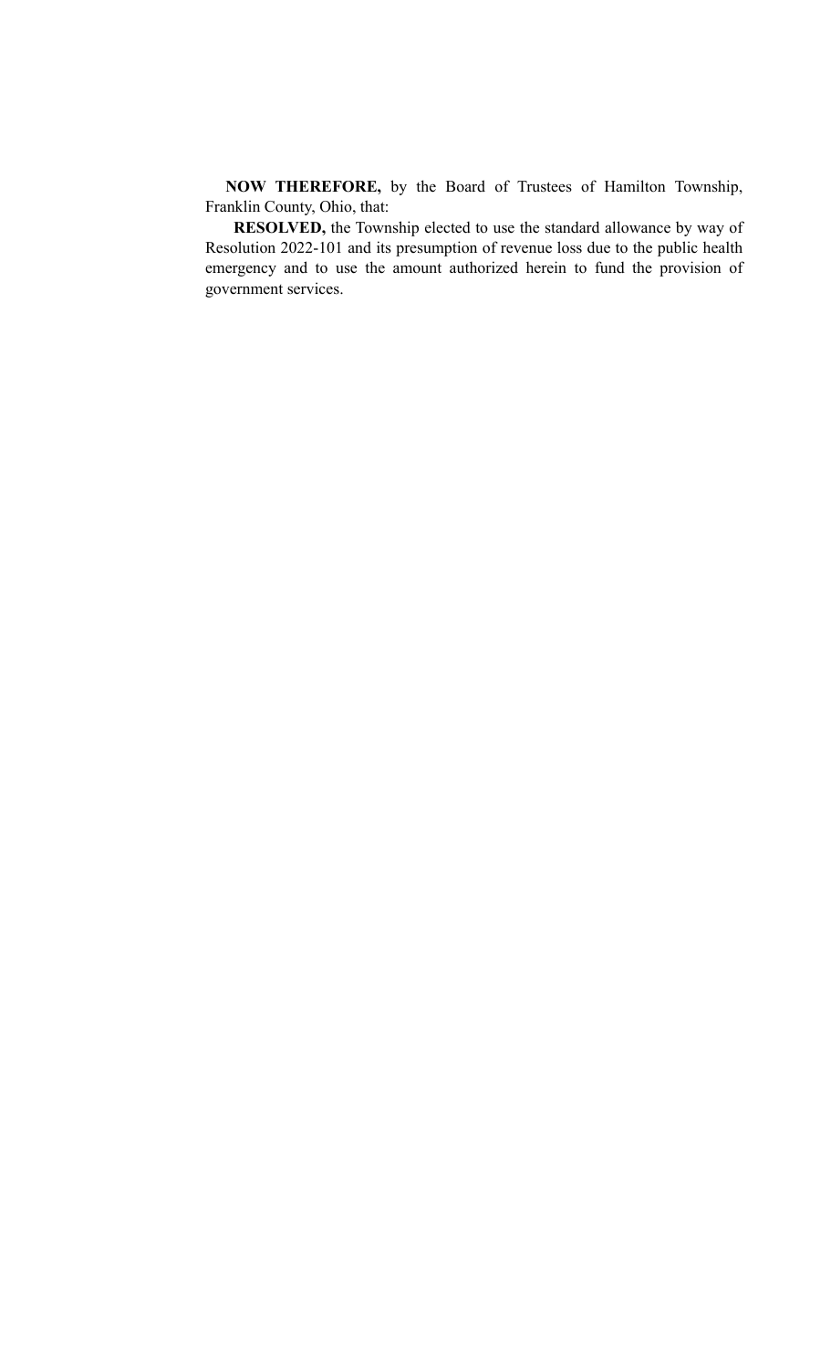**NOW THEREFORE,** by the Board of Trustees of Hamilton Township, Franklin County, Ohio, that:

**RESOLVED,** the Township elected to use the standard allowance by way of Resolution 2022-101 and its presumption of revenue loss due to the public health emergency and to use the amount authorized herein to fund the provision of government services.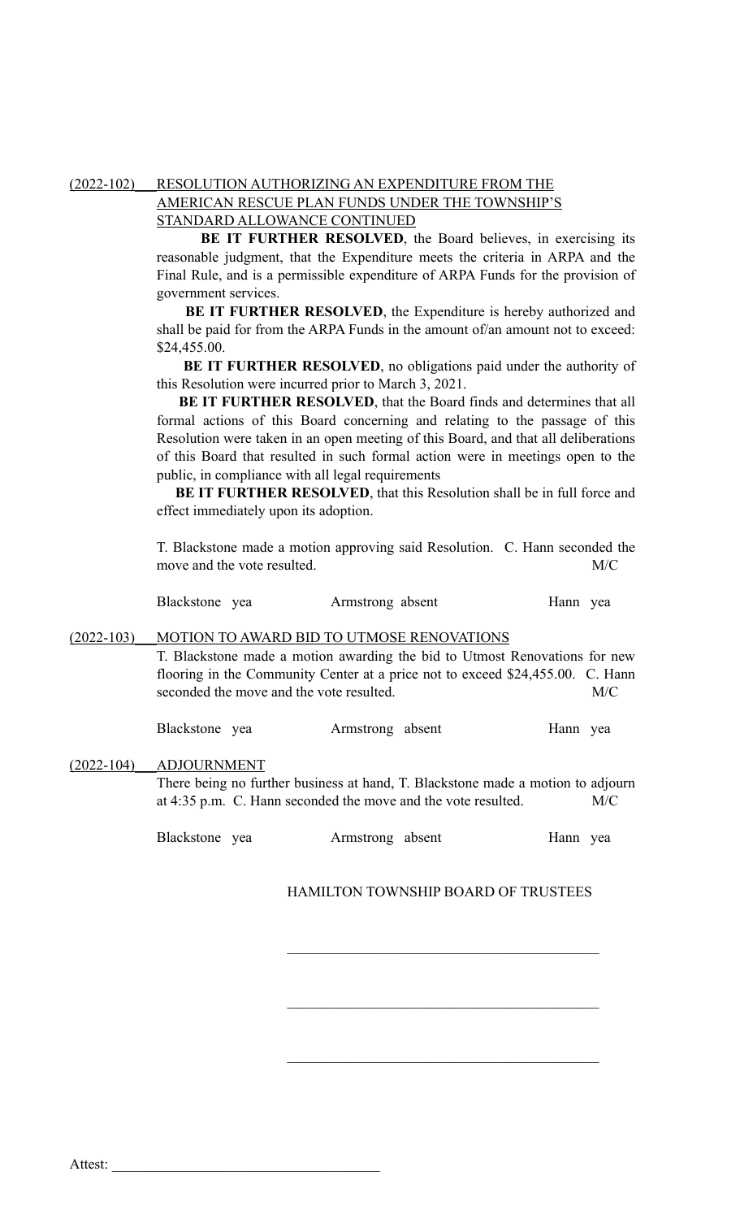(2022-102) RESOLUTION AUTHORIZING AN EXPENDITURE FROM THE AMERICAN RESCUE PLAN FUNDS UNDER THE TOWNSHIP'S STANDARD ALLOWANCE CONTINUED

**BE IT FURTHER RESOLVED**, the Board believes, in exercising its reasonable judgment, that the Expenditure meets the criteria in ARPA and the Final Rule, and is a permissible expenditure of ARPA Funds for the provision of government services.

**BE IT FURTHER RESOLVED**, the Expenditure is hereby authorized and shall be paid for from the ARPA Funds in the amount of/an amount not to exceed: $24,455.00.

**BE IT FURTHER RESOLVED**, no obligations paid under the authority of this Resolution were incurred prior to March 3, 2021.

**BE IT FURTHER RESOLVED**, that the Board finds and determines that all formal actions of this Board concerning and relating to the passage of this Resolution were taken in an open meeting of this Board, and that all deliberations of this Board that resulted in such formal action were in meetings open to the public, in compliance with all legal requirements

**BE IT FURTHER RESOLVED**, that this Resolution shall be in full force and effect immediately upon its adoption.

T. Blackstone made a motion approving said Resolution. C. Hann seconded the move and the vote resulted. M/C

Blackstone yea Armstrong absent Hann yea

(2022-103) MOTION TO AWARD BID TO UTMOSE RENOVATIONS

T. Blackstone made a motion awarding the bid to Utmost Renovations for new flooring in the Community Center at a price not to exceed $24,455.00. C. Hann seconded the move and the vote resulted. M/C

Blackstone yea Armstrong absent Hann yea

(2022-104) ADJOURNMENT

There being no further business at hand, T. Blackstone made a motion to adjourn at 4:35 p.m. C. Hann seconded the move and the vote resulted. M/C

Blackstone yea Armstrong absent Hann yea

HAMILTON TOWNSHIP BOARD OF TRUSTEES

\_\_\_\_\_\_\_\_\_\_\_\_\_\_\_\_\_\_\_\_\_\_\_\_\_\_\_\_\_\_\_\_\_\_\_\_\_\_\_\_

\_\_\_\_\_\_\_\_\_\_\_\_\_\_\_\_\_\_\_\_\_\_\_\_\_\_\_\_\_\_\_\_\_\_\_\_\_\_\_\_

\_\_\_\_\_\_\_\_\_\_\_\_\_\_\_\_\_\_\_\_\_\_\_\_\_\_\_\_\_\_\_\_\_\_\_\_\_\_\_\_

Attest: \_\_\_\_\_\_\_\_\_\_\_\_\_\_\_\_\_\_\_\_\_\_\_\_\_\_\_\_\_\_\_\_\_\_\_\_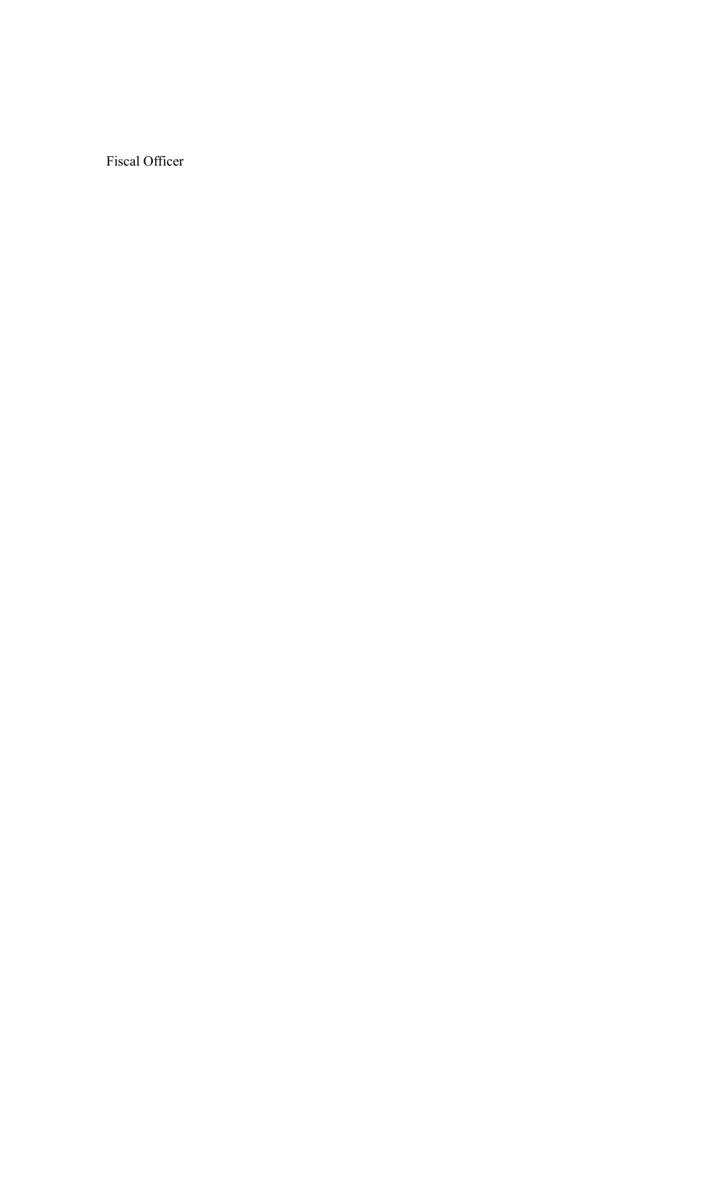Fiscal Officer